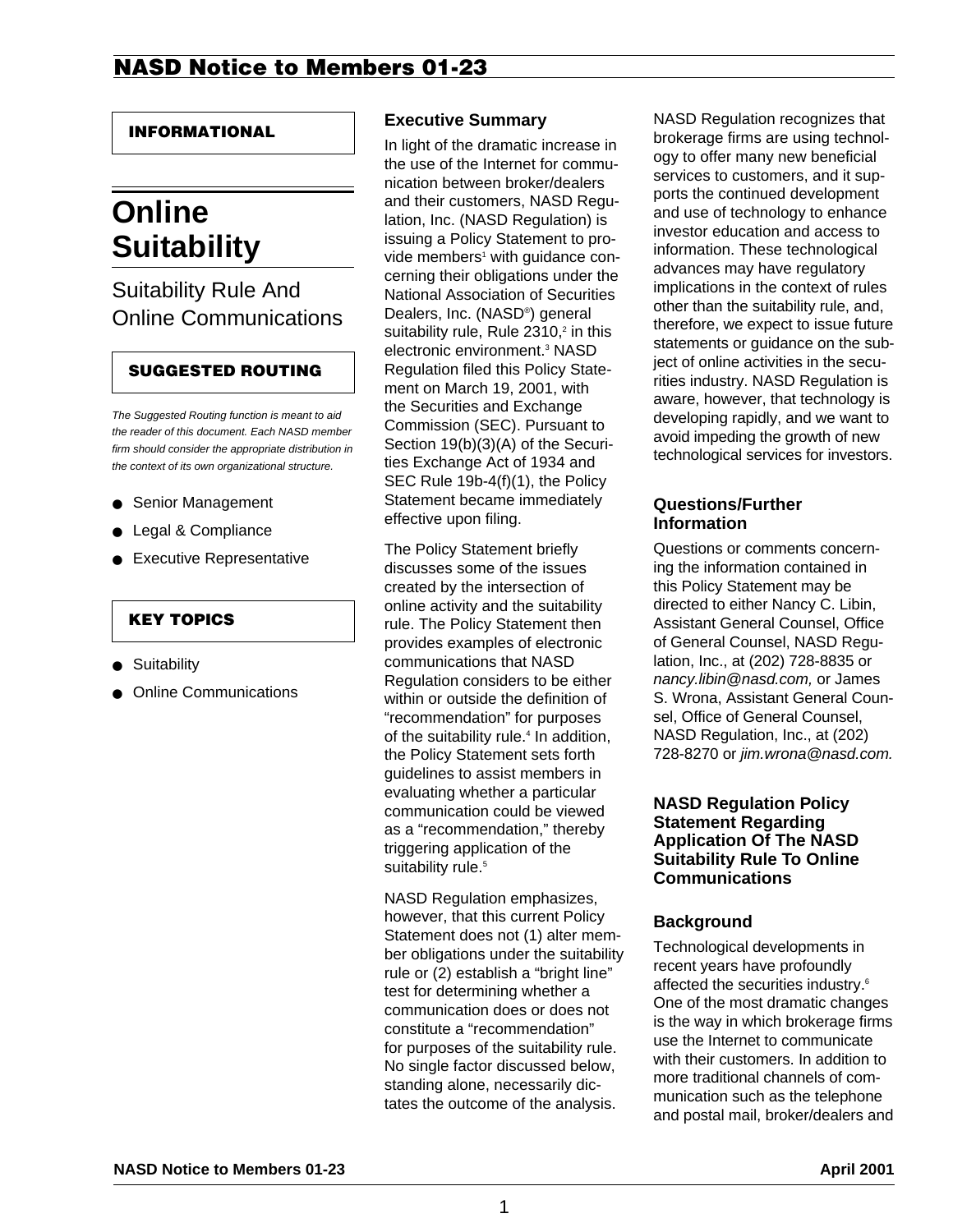# NASD Notice to Members 01-23

**INFORMATIONAL**

# Online Suitability

## Suitability Rule And Online Communications

**SUGGESTED ROUTING**

*The Suggested Routing function is meant to aid the reader of this document. Each NASD member firm should consider the appropriate distribution in the context of its own organizational structure.*

- Senior Management
- Legal & Compliance
- Executive Representative

**KEY TOPICS**

- Suitability
- Online Communications

### Executive Summary

In light of the dramatic increase in the use of the Internet for communication between broker/dealers and their customers, NASD Regulation, Inc. (NASD Regulation) is issuing a Policy Statement to provide members[1] with guidance concerning their obligations under the National Association of Securities Dealers, Inc. (NASD®) general suitability rule, Rule 2310,[2] in this electronic environment.[3] NASD Regulation filed this Policy Statement on March 19, 2001, with the Securities and Exchange Commission (SEC). Pursuant to Section 19(b)(3)(A) of the Securities Exchange Act of 1934 and SEC Rule 19b-4(f)(1), the Policy Statement became immediately effective upon filing.

The Policy Statement briefly discusses some of the issues created by the intersection of online activity and the suitability rule. The Policy Statement then provides examples of electronic communications that NASD Regulation considers to be either within or outside the definition of "recommendation" for purposes of the suitability rule.[4] In addition, the Policy Statement sets forth guidelines to assist members in evaluating whether a particular communication could be viewed as a "recommendation," thereby triggering application of the suitability rule.[5]

NASD Regulation emphasizes, however, that this current Policy Statement does not (1) alter member obligations under the suitability rule or (2) establish a "bright line" test for determining whether a communication does or does not constitute a "recommendation" for purposes of the suitability rule. No single factor discussed below, standing alone, necessarily dictates the outcome of the analysis.

NASD Regulation recognizes that brokerage firms are using technology to offer many new beneficial services to customers, and it supports the continued development and use of technology to enhance investor education and access to information. These technological advances may have regulatory implications in the context of rules other than the suitability rule, and, therefore, we expect to issue future statements or guidance on the subject of online activities in the securities industry. NASD Regulation is aware, however, that technology is developing rapidly, and we want to avoid impeding the growth of new technological services for investors.

### Questions/Further Information

Questions or comments concerning the information contained in this Policy Statement may be directed to either Nancy C. Libin, Assistant General Counsel, Office of General Counsel, NASD Regulation, Inc., at (202) 728-8835 or *nancy.libin@nasd.com,* or James S. Wrona, Assistant General Counsel, Office of General Counsel, NASD Regulation, Inc., at (202) 728-8270 or *jim.wrona@nasd.com.*

### NASD Regulation Policy Statement Regarding Application Of The NASD Suitability Rule To Online Communications

### Background

Technological developments in recent years have profoundly affected the securities industry.[6] One of the most dramatic changes is the way in which brokerage firms use the Internet to communicate with their customers. In addition to more traditional channels of communication such as the telephone and postal mail, broker/dealers and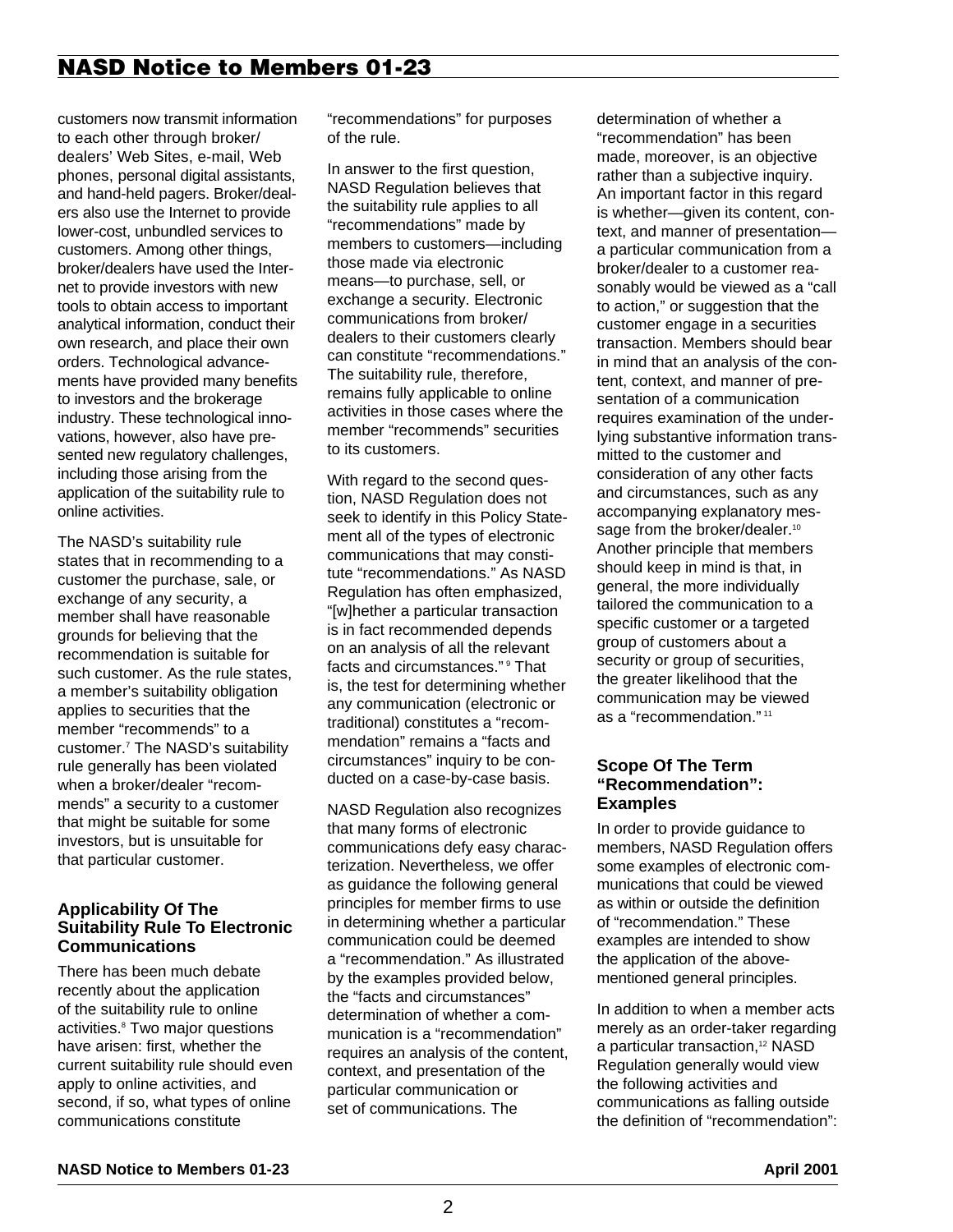customers now transmit information to each other through broker/dealers' Web Sites, e-mail, Web phones, personal digital assistants, and hand-held pagers. Broker/dealers also use the Internet to provide lower-cost, unbundled services to customers. Among other things, broker/dealers have used the Internet to provide investors with new tools to obtain access to important analytical information, conduct their own research, and place their own orders. Technological advancements have provided many benefits to investors and the brokerage industry. These technological innovations, however, also have presented new regulatory challenges, including those arising from the application of the suitability rule to online activities.

The NASD's suitability rule states that in recommending to a customer the purchase, sale, or exchange of any security, a member shall have reasonable grounds for believing that the recommendation is suitable for such customer. As the rule states, a member's suitability obligation applies to securities that the member "recommends" to a customer.[7] The NASD's suitability rule generally has been violated when a broker/dealer "recommends" a security to a customer that might be suitable for some investors, but is unsuitable for that particular customer.

### Applicability Of The Suitability Rule To Electronic Communications

There has been much debate recently about the application of the suitability rule to online activities.[8] Two major questions have arisen: first, whether the current suitability rule should even apply to online activities, and second, if so, what types of online communications constitute "recommendations" for purposes of the rule.

In answer to the first question, NASD Regulation believes that the suitability rule applies to all "recommendations" made by members to customers—including those made via electronic means—to purchase, sell, or exchange a security. Electronic communications from broker/dealers to their customers clearly can constitute "recommendations." The suitability rule, therefore, remains fully applicable to online activities in those cases where the member "recommends" securities to its customers.

With regard to the second question, NASD Regulation does not seek to identify in this Policy Statement all of the types of electronic communications that may constitute "recommendations." As NASD Regulation has often emphasized, "[w]hether a particular transaction is in fact recommended depends on an analysis of all the relevant facts and circumstances."[9] That is, the test for determining whether any communication (electronic or traditional) constitutes a "recommendation" remains a "facts and circumstances" inquiry to be conducted on a case-by-case basis.

NASD Regulation also recognizes that many forms of electronic communications defy easy characterization. Nevertheless, we offer as guidance the following general principles for member firms to use in determining whether a particular communication could be deemed a "recommendation." As illustrated by the examples provided below, the "facts and circumstances" determination of whether a communication is a "recommendation" requires an analysis of the content, context, and presentation of the particular communication or set of communications. The determination of whether a "recommendation" has been made, moreover, is an objective rather than a subjective inquiry. An important factor in this regard is whether—given its content, context, and manner of presentation—a particular communication from a broker/dealer to a customer reasonably would be viewed as a "call to action," or suggestion that the customer engage in a securities transaction. Members should bear in mind that an analysis of the content, context, and manner of presentation of a communication requires examination of the underlying substantive information transmitted to the customer and consideration of any other facts and circumstances, such as any accompanying explanatory message from the broker/dealer.[10] Another principle that members should keep in mind is that, in general, the more individually tailored the communication to a specific customer or a targeted group of customers about a security or group of securities, the greater likelihood that the communication may be viewed as a "recommendation."[11]

### Scope Of The Term "Recommendation": Examples

In order to provide guidance to members, NASD Regulation offers some examples of electronic communications that could be viewed as within or outside the definition of "recommendation." These examples are intended to show the application of the above-mentioned general principles.

In addition to when a member acts merely as an order-taker regarding a particular transaction,[12] NASD Regulation generally would view the following activities and communications as falling outside the definition of "recommendation":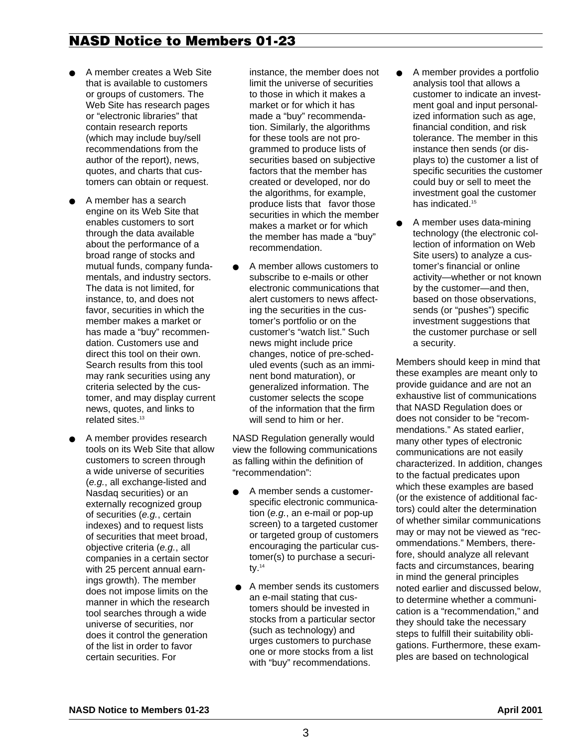- A member creates a Web Site that is available to customers or groups of customers. The Web Site has research pages or "electronic libraries" that contain research reports (which may include buy/sell recommendations from the author of the report), news, quotes, and charts that customers can obtain or request.

- A member has a search engine on its Web Site that enables customers to sort through the data available about the performance of a broad range of stocks and mutual funds, company fundamentals, and industry sectors. The data is not limited, for instance, to, and does not favor, securities in which the member makes a market or has made a "buy" recommendation. Customers use and direct this tool on their own. Search results from this tool may rank securities using any criteria selected by the customer, and may display current news, quotes, and links to related sites.[13]

- A member provides research tools on its Web Site that allow customers to screen through a wide universe of securities (*e.g.*, all exchange-listed and Nasdaq securities) or an externally recognized group of securities (*e.g.*, certain indexes) and to request lists of securities that meet broad, objective criteria (*e.g.*, all companies in a certain sector with 25 percent annual earnings growth). The member does not impose limits on the manner in which the research tool searches through a wide universe of securities, nor does it control the generation of the list in order to favor certain securities. For instance, the member does not limit the universe of securities to those in which it makes a market or for which it has made a "buy" recommendation. Similarly, the algorithms for these tools are not programmed to produce lists of securities based on subjective factors that the member has created or developed, nor do the algorithms, for example, produce lists that favor those securities in which the member makes a market or for which the member has made a "buy" recommendation.

- A member allows customers to subscribe to e-mails or other electronic communications that alert customers to news affecting the securities in the customer's portfolio or on the customer's "watch list." Such news might include price changes, notice of pre-scheduled events (such as an imminent bond maturation), or generalized information. The customer selects the scope of the information that the firm will send to him or her.

NASD Regulation generally would view the following communications as falling within the definition of "recommendation":

- A member sends a customer-specific electronic communication (*e.g.*, an e-mail or pop-up screen) to a targeted customer or targeted group of customers encouraging the particular customer(s) to purchase a security.[14]

- A member sends its customers an e-mail stating that customers should be invested in stocks from a particular sector (such as technology) and urges customers to purchase one or more stocks from a list with "buy" recommendations.

- A member provides a portfolio analysis tool that allows a customer to indicate an investment goal and input personalized information such as age, financial condition, and risk tolerance. The member in this instance then sends (or displays to) the customer a list of specific securities the customer could buy or sell to meet the investment goal the customer has indicated.[15]

- A member uses data-mining technology (the electronic collection of information on Web Site users) to analyze a customer's financial or online activity—whether or not known by the customer—and then, based on those observations, sends (or "pushes") specific investment suggestions that the customer purchase or sell a security.

Members should keep in mind that these examples are meant only to provide guidance and are not an exhaustive list of communications that NASD Regulation does or does not consider to be "recommendations." As stated earlier, many other types of electronic communications are not easily characterized. In addition, changes to the factual predicates upon which these examples are based (or the existence of additional factors) could alter the determination of whether similar communications may or may not be viewed as "recommendations." Members, therefore, should analyze all relevant facts and circumstances, bearing in mind the general principles noted earlier and discussed below, to determine whether a communication is a "recommendation," and they should take the necessary steps to fulfill their suitability obligations. Furthermore, these examples are based on technological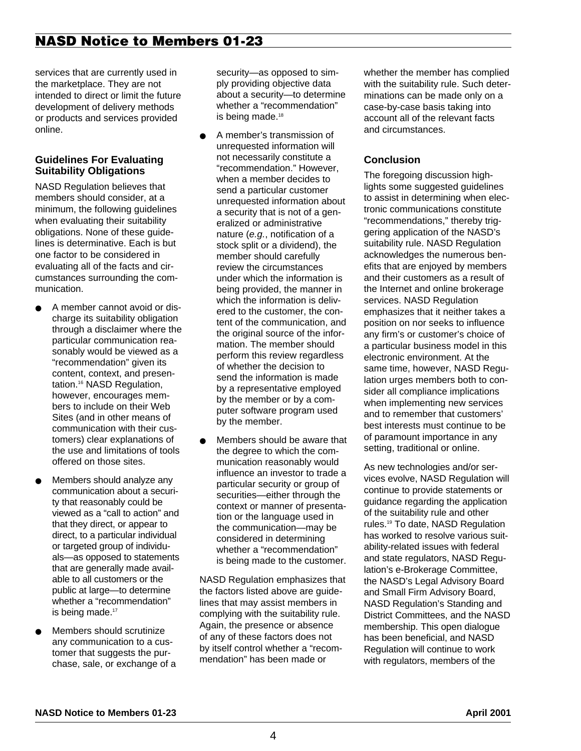services that are currently used in the marketplace. They are not intended to direct or limit the future development of delivery methods or products and services provided online.

### Guidelines For Evaluating Suitability Obligations

NASD Regulation believes that members should consider, at a minimum, the following guidelines when evaluating their suitability obligations. None of these guidelines is determinative. Each is but one factor to be considered in evaluating all of the facts and circumstances surrounding the communication.

- A member cannot avoid or discharge its suitability obligation through a disclaimer where the particular communication reasonably would be viewed as a "recommendation" given its content, context, and presentation.[16] NASD Regulation, however, encourages members to include on their Web Sites (and in other means of communication with their customers) clear explanations of the use and limitations of tools offered on those sites.
- Members should analyze any communication about a security that reasonably could be viewed as a "call to action" and that they direct, or appear to direct, to a particular individual or targeted group of individuals—as opposed to statements that are generally made available to all customers or the public at large—to determine whether a "recommendation" is being made.[17]
- Members should scrutinize any communication to a customer that suggests the purchase, sale, or exchange of a security—as opposed to simply providing objective data about a security—to determine whether a "recommendation" is being made.[18]
- A member's transmission of unrequested information will not necessarily constitute a "recommendation." However, when a member decides to send a particular customer unrequested information about a security that is not of a generalized or administrative nature (*e.g.*, notification of a stock split or a dividend), the member should carefully review the circumstances under which the information is being provided, the manner in which the information is delivered to the customer, the content of the communication, and the original source of the information. The member should perform this review regardless of whether the decision to send the information is made by a representative employed by the member or by a computer software program used by the member.
- Members should be aware that the degree to which the communication reasonably would influence an investor to trade a particular security or group of securities—either through the context or manner of presentation or the language used in the communication—may be considered in determining whether a "recommendation" is being made to the customer.

NASD Regulation emphasizes that the factors listed above are guidelines that may assist members in complying with the suitability rule. Again, the presence or absence of any of these factors does not by itself control whether a "recommendation" has been made or whether the member has complied with the suitability rule. Such determinations can be made only on a case-by-case basis taking into account all of the relevant facts and circumstances.

### Conclusion

The foregoing discussion highlights some suggested guidelines to assist in determining when electronic communications constitute "recommendations," thereby triggering application of the NASD's suitability rule. NASD Regulation acknowledges the numerous benefits that are enjoyed by members and their customers as a result of the Internet and online brokerage services. NASD Regulation emphasizes that it neither takes a position on nor seeks to influence any firm's or customer's choice of a particular business model in this electronic environment. At the same time, however, NASD Regulation urges members both to consider all compliance implications when implementing new services and to remember that customers' best interests must continue to be of paramount importance in any setting, traditional or online.

As new technologies and/or services evolve, NASD Regulation will continue to provide statements or guidance regarding the application of the suitability rule and other rules.[19] To date, NASD Regulation has worked to resolve various suitability-related issues with federal and state regulators, NASD Regulation's e-Brokerage Committee, the NASD's Legal Advisory Board and Small Firm Advisory Board, NASD Regulation's Standing and District Committees, and the NASD membership. This open dialogue has been beneficial, and NASD Regulation will continue to work with regulators, members of the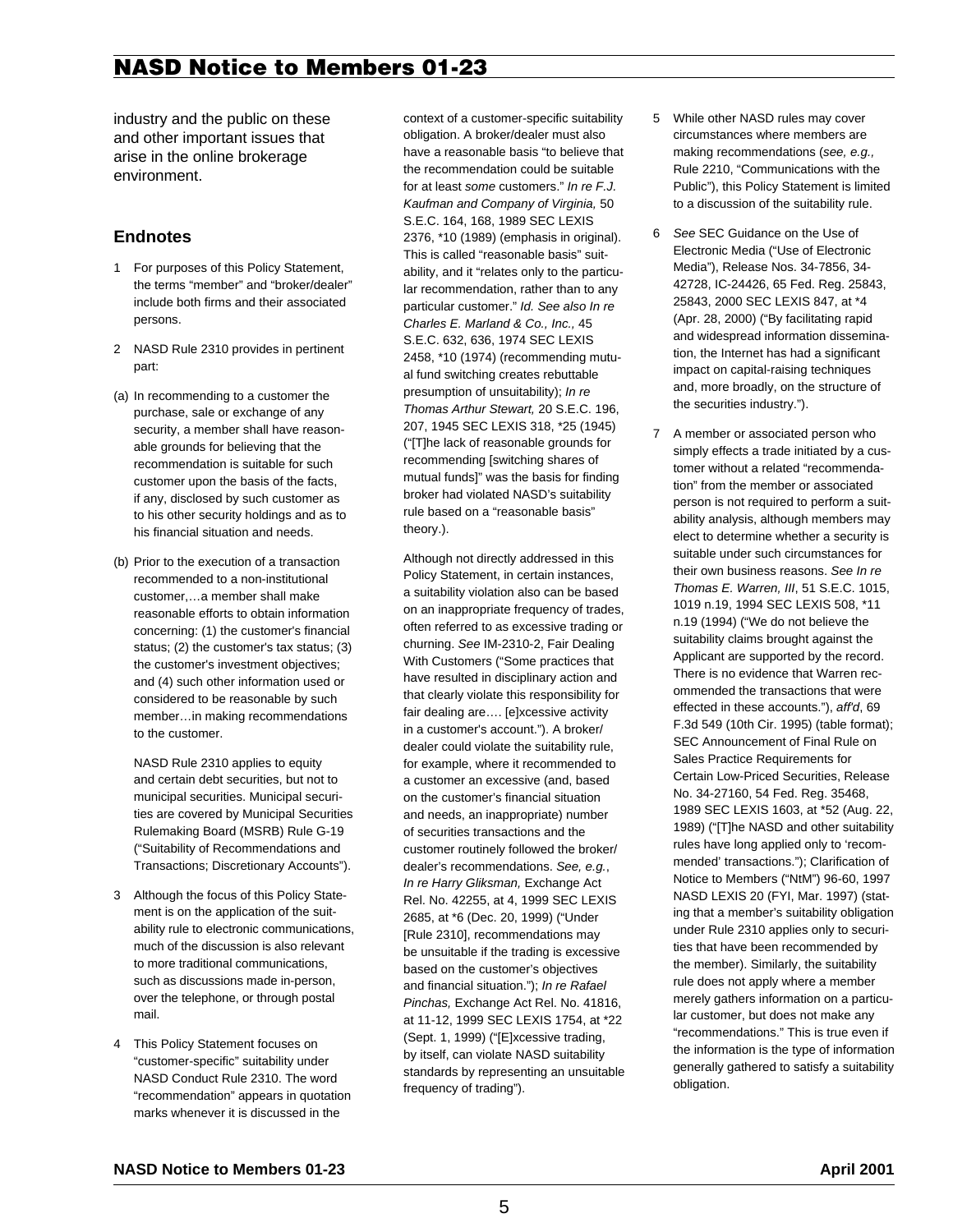industry and the public on these and other important issues that arise in the online brokerage environment.

## Endnotes

1 For purposes of this Policy Statement, the terms "member" and "broker/dealer" include both firms and their associated persons.

2 NASD Rule 2310 provides in pertinent part:

(a) In recommending to a customer the purchase, sale or exchange of any security, a member shall have reasonable grounds for believing that the recommendation is suitable for such customer upon the basis of the facts, if any, disclosed by such customer as to his other security holdings and as to his financial situation and needs.

(b) Prior to the execution of a transaction recommended to a non-institutional customer,…a member shall make reasonable efforts to obtain information concerning: (1) the customer's financial status; (2) the customer's tax status; (3) the customer's investment objectives; and (4) such other information used or considered to be reasonable by such member…in making recommendations to the customer.

NASD Rule 2310 applies to equity and certain debt securities, but not to municipal securities. Municipal securities are covered by Municipal Securities Rulemaking Board (MSRB) Rule G-19 ("Suitability of Recommendations and Transactions; Discretionary Accounts").

3 Although the focus of this Policy Statement is on the application of the suitability rule to electronic communications, much of the discussion is also relevant to more traditional communications, such as discussions made in-person, over the telephone, or through postal mail.

4 This Policy Statement focuses on "customer-specific" suitability under NASD Conduct Rule 2310. The word "recommendation" appears in quotation marks whenever it is discussed in the context of a customer-specific suitability obligation. A broker/dealer must also have a reasonable basis "to believe that the recommendation could be suitable for at least *some* customers." *In re F.J. Kaufman and Company of Virginia,* 50 S.E.C. 164, 168, 1989 SEC LEXIS 2376, *10 (1989) (emphasis in original). This is called "reasonable basis" suitability, and it "relates only to the particular recommendation, rather than to any particular customer." *Id. See also In re Charles E. Marland & Co., Inc.,* 45 S.E.C. 632, 636, 1974 SEC LEXIS 2458, *10 (1974) (recommending mutual fund switching creates rebuttable presumption of unsuitability); *In re Thomas Arthur Stewart,* 20 S.E.C. 196, 207, 1945 SEC LEXIS 318, *25 (1945) ("[T]he lack of reasonable grounds for recommending [switching shares of mutual funds]" was the basis for finding broker had violated NASD's suitability rule based on a "reasonable basis" theory.).

Although not directly addressed in this Policy Statement, in certain instances, a suitability violation also can be based on an inappropriate frequency of trades, often referred to as excessive trading or churning. *See* IM-2310-2, Fair Dealing With Customers ("Some practices that have resulted in disciplinary action and that clearly violate this responsibility for fair dealing are…. [e]xcessive activity in a customer's account."). A broker/dealer could violate the suitability rule, for example, where it recommended to a customer an excessive (and, based on the customer's financial situation and needs, an inappropriate) number of securities transactions and the customer routinely followed the broker/dealer's recommendations. *See, e.g.*, *In re Harry Gliksman,* Exchange Act Rel. No. 42255, at 4, 1999 SEC LEXIS 2685, at *6 (Dec. 20, 1999) ("Under [Rule 2310], recommendations may be unsuitable if the trading is excessive based on the customer's objectives and financial situation."); *In re Rafael Pinchas,* Exchange Act Rel. No. 41816, at 11-12, 1999 SEC LEXIS 1754, at *22 (Sept. 1, 1999) ("[E]xcessive trading, by itself, can violate NASD suitability standards by representing an unsuitable frequency of trading").

5 While other NASD rules may cover circumstances where members are making recommendations (*see, e.g.,* Rule 2210, "Communications with the Public"), this Policy Statement is limited to a discussion of the suitability rule.

6 *See* SEC Guidance on the Use of Electronic Media ("Use of Electronic Media"), Release Nos. 34-7856, 34-42728, IC-24426, 65 Fed. Reg. 25843, 25843, 2000 SEC LEXIS 847, at *4 (Apr. 28, 2000) ("By facilitating rapid and widespread information dissemination, the Internet has had a significant impact on capital-raising techniques and, more broadly, on the structure of the securities industry.").

7 A member or associated person who simply effects a trade initiated by a customer without a related "recommendation" from the member or associated person is not required to perform a suitability analysis, although members may elect to determine whether a security is suitable under such circumstances for their own business reasons. *See In re Thomas E. Warren, III*, 51 S.E.C. 1015, 1019 n.19, 1994 SEC LEXIS 508, *11 n.19 (1994) ("We do not believe the suitability claims brought against the Applicant are supported by the record. There is no evidence that Warren recommended the transactions that were effected in these accounts."), *aff'd*, 69 F.3d 549 (10th Cir. 1995) (table format); SEC Announcement of Final Rule on Sales Practice Requirements for Certain Low-Priced Securities, Release No. 34-27160, 54 Fed. Reg. 35468, 1989 SEC LEXIS 1603, at *52 (Aug. 22, 1989) ("[T]he NASD and other suitability rules have long applied only to 'recommended' transactions."); Clarification of Notice to Members ("NtM") 96-60, 1997 NASD LEXIS 20 (FYI, Mar. 1997) (stating that a member's suitability obligation under Rule 2310 applies only to securities that have been recommended by the member). Similarly, the suitability rule does not apply where a member merely gathers information on a particular customer, but does not make any "recommendations." This is true even if the information is the type of information generally gathered to satisfy a suitability obligation.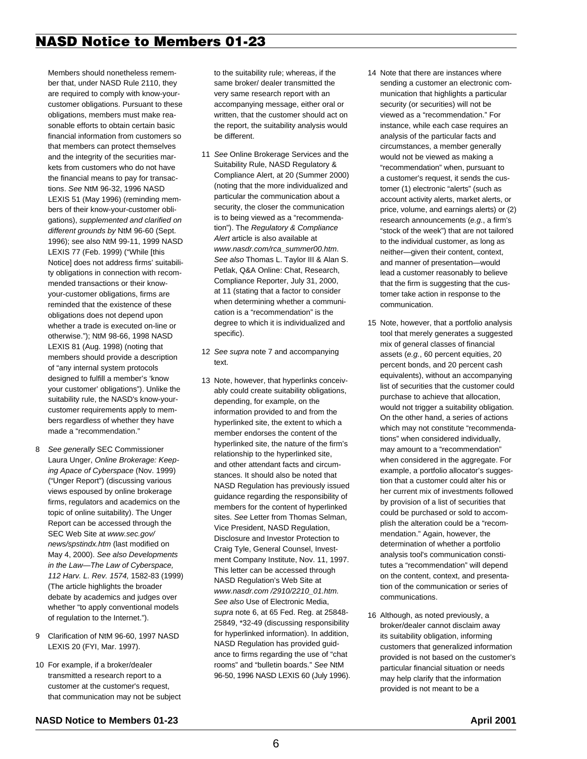Members should nonetheless remember that, under NASD Rule 2110, they are required to comply with know-your-customer obligations. Pursuant to these obligations, members must make reasonable efforts to obtain certain basic financial information from customers so that members can protect themselves and the integrity of the securities markets from customers who do not have the financial means to pay for transactions. *See* NtM 96-32, 1996 NASD LEXIS 51 (May 1996) (reminding members of their know-your-customer obligations), *supplemented and clarified on different grounds by* NtM 96-60 (Sept. 1996); see also NtM 99-11, 1999 NASD LEXIS 77 (Feb. 1999) ("While [this Notice] does not address firms' suitability obligations in connection with recommended transactions or their know-your-customer obligations, firms are reminded that the existence of these obligations does not depend upon whether a trade is executed on-line or otherwise."); NtM 98-66, 1998 NASD LEXIS 81 (Aug. 1998) (noting that members should provide a description of "any internal system protocols designed to fulfill a member's 'know your customer' obligations"). Unlike the suitability rule, the NASD's know-your-customer requirements apply to members regardless of whether they have made a "recommendation."

8 *See generally* SEC Commissioner Laura Unger, *Online Brokerage: Keeping Apace of Cyberspace* (Nov. 1999) ("Unger Report") (discussing various views espoused by online brokerage firms, regulators and academics on the topic of online suitability). The Unger Report can be accessed through the SEC Web Site at *www.sec.gov/news/spstindx.htm* (last modified on May 4, 2000). *See also Developments in the Law—The Law of Cyberspace, 112 Harv. L. Rev. 1574,* 1582-83 (1999) (The article highlights the broader debate by academics and judges over whether "to apply conventional models of regulation to the Internet.").

9 Clarification of NtM 96-60, 1997 NASD LEXIS 20 (FYI, Mar. 1997).

10 For example, if a broker/dealer transmitted a research report to a customer at the customer's request, that communication may not be subject to the suitability rule; whereas, if the same broker/ dealer transmitted the very same research report with an accompanying message, either oral or written, that the customer should act on the report, the suitability analysis would be different.

11 *See* Online Brokerage Services and the Suitability Rule, NASD Regulatory & Compliance Alert, at 20 (Summer 2000) (noting that the more individualized and particular the communication about a security, the closer the communication is to being viewed as a "recommendation"). The *Regulatory & Compliance Alert* article is also available at *www.nasdr.com/rca_summer00.htm*. *See also* Thomas L. Taylor III & Alan S. Petlak, Q&A Online: Chat, Research, Compliance Reporter, July 31, 2000, at 11 (stating that a factor to consider when determining whether a communication is a "recommendation" is the degree to which it is individualized and specific).

12 *See supra* note 7 and accompanying text.

13 Note, however, that hyperlinks conceivably could create suitability obligations, depending, for example, on the information provided to and from the hyperlinked site, the extent to which a member endorses the content of the hyperlinked site, the nature of the firm's relationship to the hyperlinked site, and other attendant facts and circumstances. It should also be noted that NASD Regulation has previously issued guidance regarding the responsibility of members for the content of hyperlinked sites. *See* Letter from Thomas Selman, Vice President, NASD Regulation, Disclosure and Investor Protection to Craig Tyle, General Counsel, Investment Company Institute, Nov. 11, 1997. This letter can be accessed through NASD Regulation's Web Site at *www.nasdr.com /2910/2210_01.htm. See also* Use of Electronic Media, *supra* note 6, at 65 Fed. Reg. at 25848-25849, *32-49 (discussing responsibility for hyperlinked information). In addition, NASD Regulation has provided guidance to firms regarding the use of "chat rooms" and "bulletin boards." *See* NtM 96-50, 1996 NASD LEXIS 60 (July 1996).

14 Note that there are instances where sending a customer an electronic communication that highlights a particular security (or securities) will not be viewed as a "recommendation." For instance, while each case requires an analysis of the particular facts and circumstances, a member generally would not be viewed as making a "recommendation" when, pursuant to a customer's request, it sends the customer (1) electronic "alerts" (such as account activity alerts, market alerts, or price, volume, and earnings alerts) or (2) research announcements (*e.g.*, a firm's "stock of the week") that are not tailored to the individual customer, as long as neither—given their content, context, and manner of presentation—would lead a customer reasonably to believe that the firm is suggesting that the customer take action in response to the communication.

15 Note, however, that a portfolio analysis tool that merely generates a suggested mix of general classes of financial assets (*e.g.*, 60 percent equities, 20 percent bonds, and 20 percent cash equivalents), without an accompanying list of securities that the customer could purchase to achieve that allocation, would not trigger a suitability obligation. On the other hand, a series of actions which may not constitute "recommendations" when considered individually, may amount to a "recommendation" when considered in the aggregate. For example, a portfolio allocator's suggestion that a customer could alter his or her current mix of investments followed by provision of a list of securities that could be purchased or sold to accomplish the alteration could be a "recommendation." Again, however, the determination of whether a portfolio analysis tool's communication constitutes a "recommendation" will depend on the content, context, and presentation of the communication or series of communications.

16 Although, as noted previously, a broker/dealer cannot disclaim away its suitability obligation, informing customers that generalized information provided is not based on the customer's particular financial situation or needs may help clarify that the information provided is not meant to be a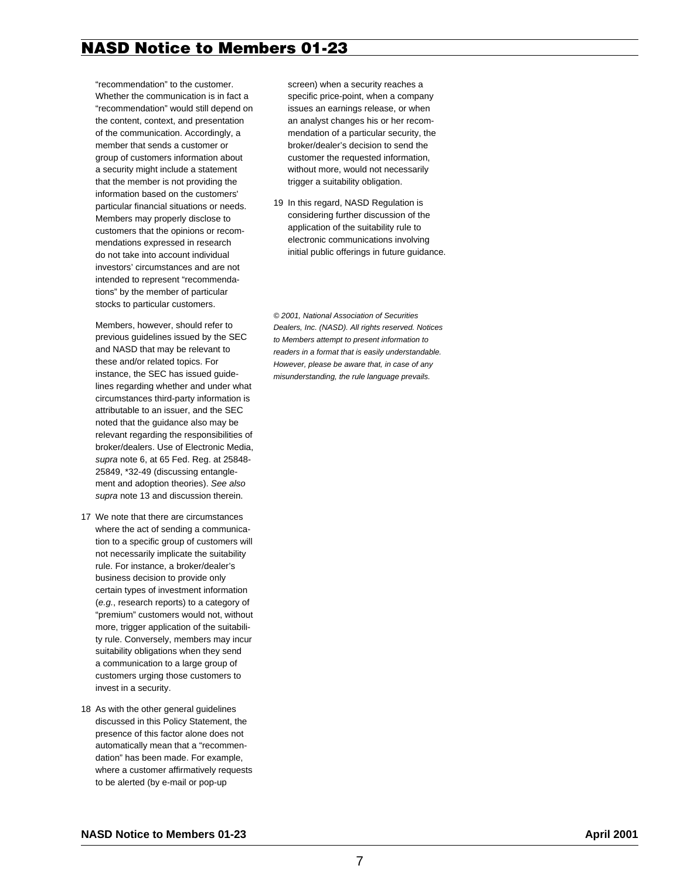"recommendation" to the customer. Whether the communication is in fact a "recommendation" would still depend on the content, context, and presentation of the communication. Accordingly, a member that sends a customer or group of customers information about a security might include a statement that the member is not providing the information based on the customers' particular financial situations or needs. Members may properly disclose to customers that the opinions or recommendations expressed in research do not take into account individual investors' circumstances and are not intended to represent "recommendations" by the member of particular stocks to particular customers.

Members, however, should refer to previous guidelines issued by the SEC and NASD that may be relevant to these and/or related topics. For instance, the SEC has issued guidelines regarding whether and under what circumstances third-party information is attributable to an issuer, and the SEC noted that the guidance also may be relevant regarding the responsibilities of broker/dealers. Use of Electronic Media, *supra* note 6, at 65 Fed. Reg. at 25848-25849, *32-49 (discussing entanglement and adoption theories). *See also supra* note 13 and discussion therein.

17 We note that there are circumstances where the act of sending a communication to a specific group of customers will not necessarily implicate the suitability rule. For instance, a broker/dealer's business decision to provide only certain types of investment information (*e.g.*, research reports) to a category of "premium" customers would not, without more, trigger application of the suitability rule. Conversely, members may incur suitability obligations when they send a communication to a large group of customers urging those customers to invest in a security.

18 As with the other general guidelines discussed in this Policy Statement, the presence of this factor alone does not automatically mean that a "recommendation" has been made. For example, where a customer affirmatively requests to be alerted (by e-mail or pop-up screen) when a security reaches a specific price-point, when a company issues an earnings release, or when an analyst changes his or her recommendation of a particular security, the broker/dealer's decision to send the customer the requested information, without more, would not necessarily trigger a suitability obligation.

19 In this regard, NASD Regulation is considering further discussion of the application of the suitability rule to electronic communications involving initial public offerings in future guidance.

*© 2001, National Association of Securities Dealers, Inc. (NASD). All rights reserved. Notices to Members attempt to present information to readers in a format that is easily understandable. However, please be aware that, in case of any misunderstanding, the rule language prevails.*